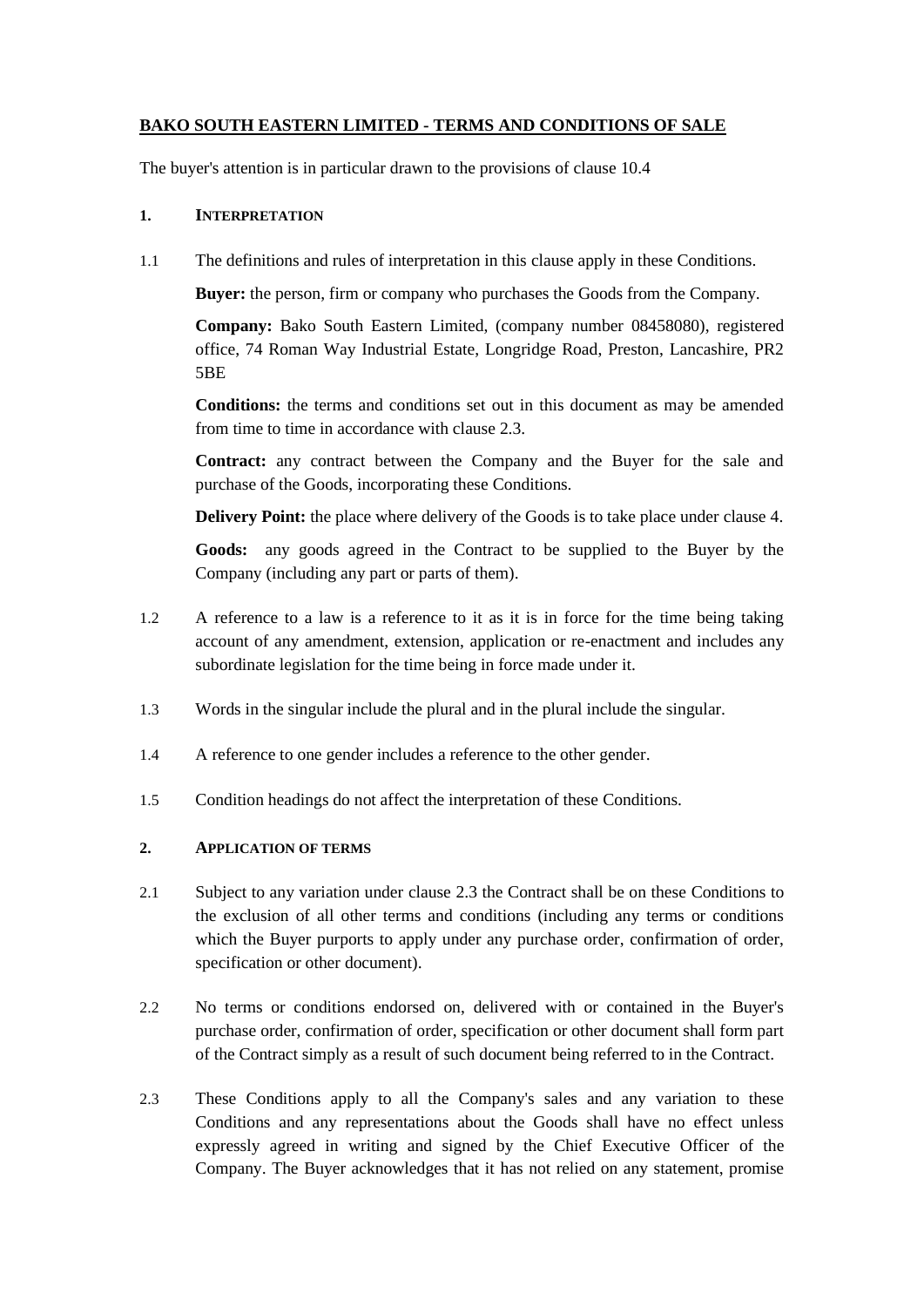# BAKO SOUTH EASTERN LIMITED - TERMS AND CONDITIONS OF SALE

The buyer's attention is in particular drawn to the provisions of clause 10.4

## 1. INTERPRETATION

1.1 The definitions and rules of interpretation in this clause apply in these Conditions.

**Buyer:** the person, firm or company who purchases the Goods from the Company.

**Company:** Bako South Eastern Limited, (company number 08458080), registered office, 74 Roman Way Industrial Estate, Longridge Road, Preston, Lancashire, PR2 5BE

**Conditions:** the terms and conditions set out in this document as may be amended from time to time in accordance with clause 2.3.

**Contract:** any contract between the Company and the Buyer for the sale and purchase of the Goods, incorporating these Conditions.

**Delivery Point:** the place where delivery of the Goods is to take place under clause 4.

**Goods:** any goods agreed in the Contract to be supplied to the Buyer by the Company (including any part or parts of them).

1.2 A reference to a law is a reference to it as it is in force for the time being taking account of any amendment, extension, application or re-enactment and includes any subordinate legislation for the time being in force made under it.

1.3 Words in the singular include the plural and in the plural include the singular.

1.4 A reference to one gender includes a reference to the other gender.

1.5 Condition headings do not affect the interpretation of these Conditions.

## 2. APPLICATION OF TERMS

2.1 Subject to any variation under clause 2.3 the Contract shall be on these Conditions to the exclusion of all other terms and conditions (including any terms or conditions which the Buyer purports to apply under any purchase order, confirmation of order, specification or other document).

2.2 No terms or conditions endorsed on, delivered with or contained in the Buyer's purchase order, confirmation of order, specification or other document shall form part of the Contract simply as a result of such document being referred to in the Contract.

2.3 These Conditions apply to all the Company's sales and any variation to these Conditions and any representations about the Goods shall have no effect unless expressly agreed in writing and signed by the Chief Executive Officer of the Company. The Buyer acknowledges that it has not relied on any statement, promise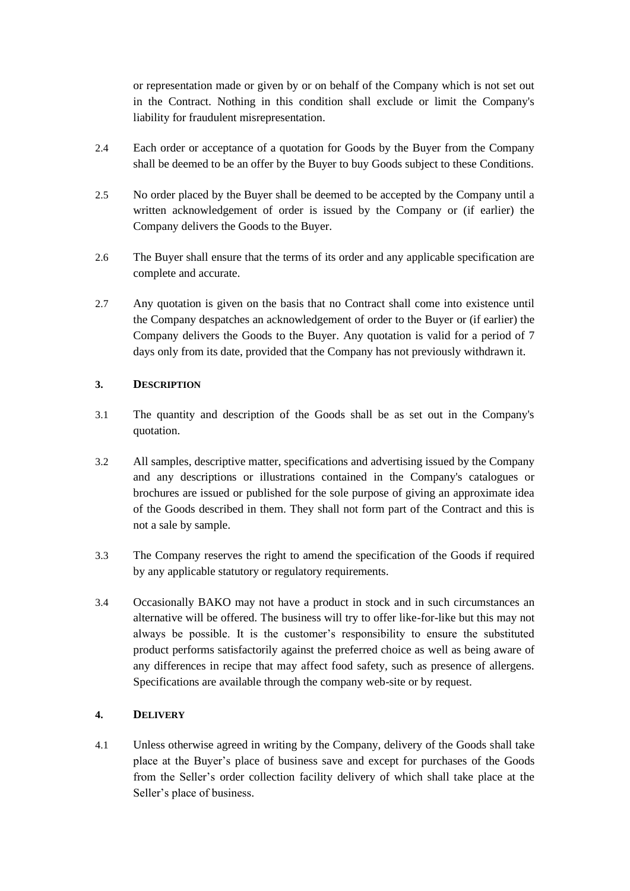or representation made or given by or on behalf of the Company which is not set out in the Contract. Nothing in this condition shall exclude or limit the Company's liability for fraudulent misrepresentation.

2.4 Each order or acceptance of a quotation for Goods by the Buyer from the Company shall be deemed to be an offer by the Buyer to buy Goods subject to these Conditions.

2.5 No order placed by the Buyer shall be deemed to be accepted by the Company until a written acknowledgement of order is issued by the Company or (if earlier) the Company delivers the Goods to the Buyer.

2.6 The Buyer shall ensure that the terms of its order and any applicable specification are complete and accurate.

2.7 Any quotation is given on the basis that no Contract shall come into existence until the Company despatches an acknowledgement of order to the Buyer or (if earlier) the Company delivers the Goods to the Buyer. Any quotation is valid for a period of 7 days only from its date, provided that the Company has not previously withdrawn it.

## 3. DESCRIPTION

3.1 The quantity and description of the Goods shall be as set out in the Company's quotation.

3.2 All samples, descriptive matter, specifications and advertising issued by the Company and any descriptions or illustrations contained in the Company's catalogues or brochures are issued or published for the sole purpose of giving an approximate idea of the Goods described in them. They shall not form part of the Contract and this is not a sale by sample.

3.3 The Company reserves the right to amend the specification of the Goods if required by any applicable statutory or regulatory requirements.

3.4 Occasionally BAKO may not have a product in stock and in such circumstances an alternative will be offered. The business will try to offer like-for-like but this may not always be possible. It is the customer's responsibility to ensure the substituted product performs satisfactorily against the preferred choice as well as being aware of any differences in recipe that may affect food safety, such as presence of allergens. Specifications are available through the company web-site or by request.

## 4. DELIVERY

4.1 Unless otherwise agreed in writing by the Company, delivery of the Goods shall take place at the Buyer's place of business save and except for purchases of the Goods from the Seller's order collection facility delivery of which shall take place at the Seller's place of business.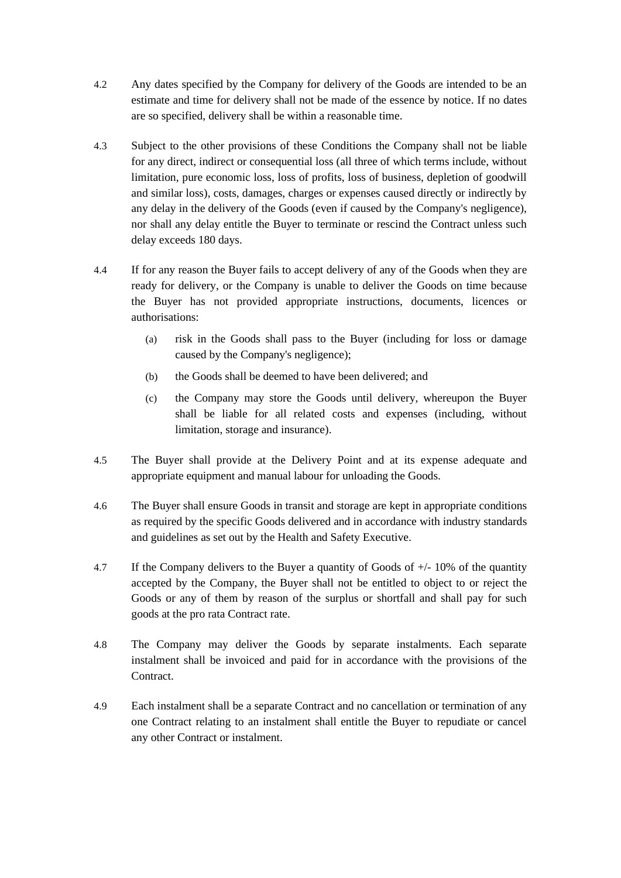4.2 Any dates specified by the Company for delivery of the Goods are intended to be an estimate and time for delivery shall not be made of the essence by notice. If no dates are so specified, delivery shall be within a reasonable time.

4.3 Subject to the other provisions of these Conditions the Company shall not be liable for any direct, indirect or consequential loss (all three of which terms include, without limitation, pure economic loss, loss of profits, loss of business, depletion of goodwill and similar loss), costs, damages, charges or expenses caused directly or indirectly by any delay in the delivery of the Goods (even if caused by the Company's negligence), nor shall any delay entitle the Buyer to terminate or rescind the Contract unless such delay exceeds 180 days.

4.4 If for any reason the Buyer fails to accept delivery of any of the Goods when they are ready for delivery, or the Company is unable to deliver the Goods on time because the Buyer has not provided appropriate instructions, documents, licences or authorisations:

(a) risk in the Goods shall pass to the Buyer (including for loss or damage caused by the Company's negligence);

(b) the Goods shall be deemed to have been delivered; and

(c) the Company may store the Goods until delivery, whereupon the Buyer shall be liable for all related costs and expenses (including, without limitation, storage and insurance).

4.5 The Buyer shall provide at the Delivery Point and at its expense adequate and appropriate equipment and manual labour for unloading the Goods.

4.6 The Buyer shall ensure Goods in transit and storage are kept in appropriate conditions as required by the specific Goods delivered and in accordance with industry standards and guidelines as set out by the Health and Safety Executive.

4.7 If the Company delivers to the Buyer a quantity of Goods of +/- 10% of the quantity accepted by the Company, the Buyer shall not be entitled to object to or reject the Goods or any of them by reason of the surplus or shortfall and shall pay for such goods at the pro rata Contract rate.

4.8 The Company may deliver the Goods by separate instalments. Each separate instalment shall be invoiced and paid for in accordance with the provisions of the Contract.

4.9 Each instalment shall be a separate Contract and no cancellation or termination of any one Contract relating to an instalment shall entitle the Buyer to repudiate or cancel any other Contract or instalment.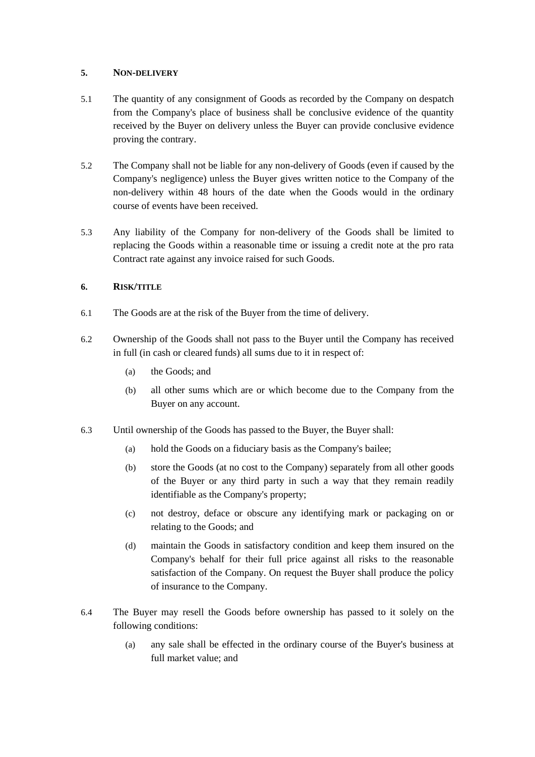## 5. NON-DELIVERY

5.1 The quantity of any consignment of Goods as recorded by the Company on despatch from the Company's place of business shall be conclusive evidence of the quantity received by the Buyer on delivery unless the Buyer can provide conclusive evidence proving the contrary.

5.2 The Company shall not be liable for any non-delivery of Goods (even if caused by the Company's negligence) unless the Buyer gives written notice to the Company of the non-delivery within 48 hours of the date when the Goods would in the ordinary course of events have been received.

5.3 Any liability of the Company for non-delivery of the Goods shall be limited to replacing the Goods within a reasonable time or issuing a credit note at the pro rata Contract rate against any invoice raised for such Goods.

## 6. RISK/TITLE

6.1 The Goods are at the risk of the Buyer from the time of delivery.

6.2 Ownership of the Goods shall not pass to the Buyer until the Company has received in full (in cash or cleared funds) all sums due to it in respect of:

(a) the Goods; and

(b) all other sums which are or which become due to the Company from the Buyer on any account.

6.3 Until ownership of the Goods has passed to the Buyer, the Buyer shall:

(a) hold the Goods on a fiduciary basis as the Company's bailee;

(b) store the Goods (at no cost to the Company) separately from all other goods of the Buyer or any third party in such a way that they remain readily identifiable as the Company's property;

(c) not destroy, deface or obscure any identifying mark or packaging on or relating to the Goods; and

(d) maintain the Goods in satisfactory condition and keep them insured on the Company's behalf for their full price against all risks to the reasonable satisfaction of the Company. On request the Buyer shall produce the policy of insurance to the Company.

6.4 The Buyer may resell the Goods before ownership has passed to it solely on the following conditions:

(a) any sale shall be effected in the ordinary course of the Buyer's business at full market value; and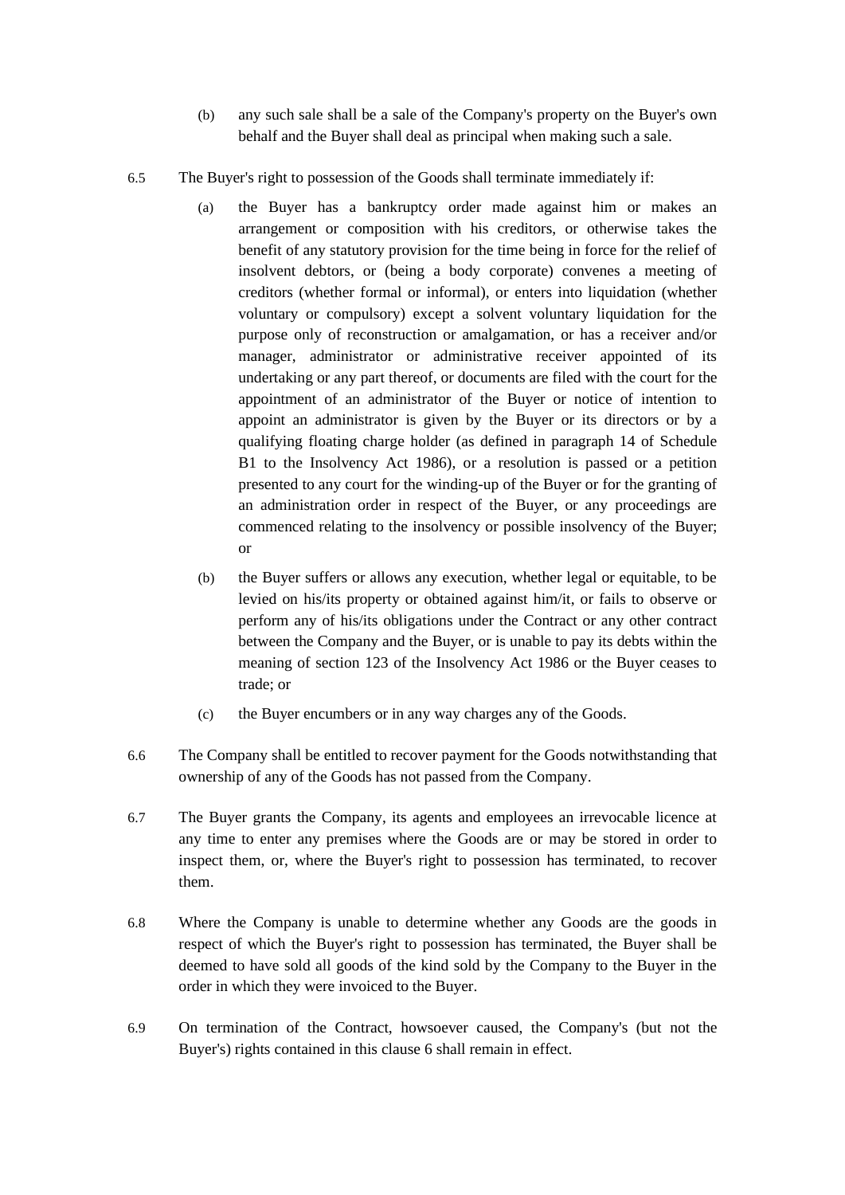(b) any such sale shall be a sale of the Company's property on the Buyer's own behalf and the Buyer shall deal as principal when making such a sale.

6.5 The Buyer's right to possession of the Goods shall terminate immediately if:

(a) the Buyer has a bankruptcy order made against him or makes an arrangement or composition with his creditors, or otherwise takes the benefit of any statutory provision for the time being in force for the relief of insolvent debtors, or (being a body corporate) convenes a meeting of creditors (whether formal or informal), or enters into liquidation (whether voluntary or compulsory) except a solvent voluntary liquidation for the purpose only of reconstruction or amalgamation, or has a receiver and/or manager, administrator or administrative receiver appointed of its undertaking or any part thereof, or documents are filed with the court for the appointment of an administrator of the Buyer or notice of intention to appoint an administrator is given by the Buyer or its directors or by a qualifying floating charge holder (as defined in paragraph 14 of Schedule B1 to the Insolvency Act 1986), or a resolution is passed or a petition presented to any court for the winding-up of the Buyer or for the granting of an administration order in respect of the Buyer, or any proceedings are commenced relating to the insolvency or possible insolvency of the Buyer; or

(b) the Buyer suffers or allows any execution, whether legal or equitable, to be levied on his/its property or obtained against him/it, or fails to observe or perform any of his/its obligations under the Contract or any other contract between the Company and the Buyer, or is unable to pay its debts within the meaning of section 123 of the Insolvency Act 1986 or the Buyer ceases to trade; or

(c) the Buyer encumbers or in any way charges any of the Goods.

6.6 The Company shall be entitled to recover payment for the Goods notwithstanding that ownership of any of the Goods has not passed from the Company.

6.7 The Buyer grants the Company, its agents and employees an irrevocable licence at any time to enter any premises where the Goods are or may be stored in order to inspect them, or, where the Buyer's right to possession has terminated, to recover them.

6.8 Where the Company is unable to determine whether any Goods are the goods in respect of which the Buyer's right to possession has terminated, the Buyer shall be deemed to have sold all goods of the kind sold by the Company to the Buyer in the order in which they were invoiced to the Buyer.

6.9 On termination of the Contract, howsoever caused, the Company's (but not the Buyer's) rights contained in this clause 6 shall remain in effect.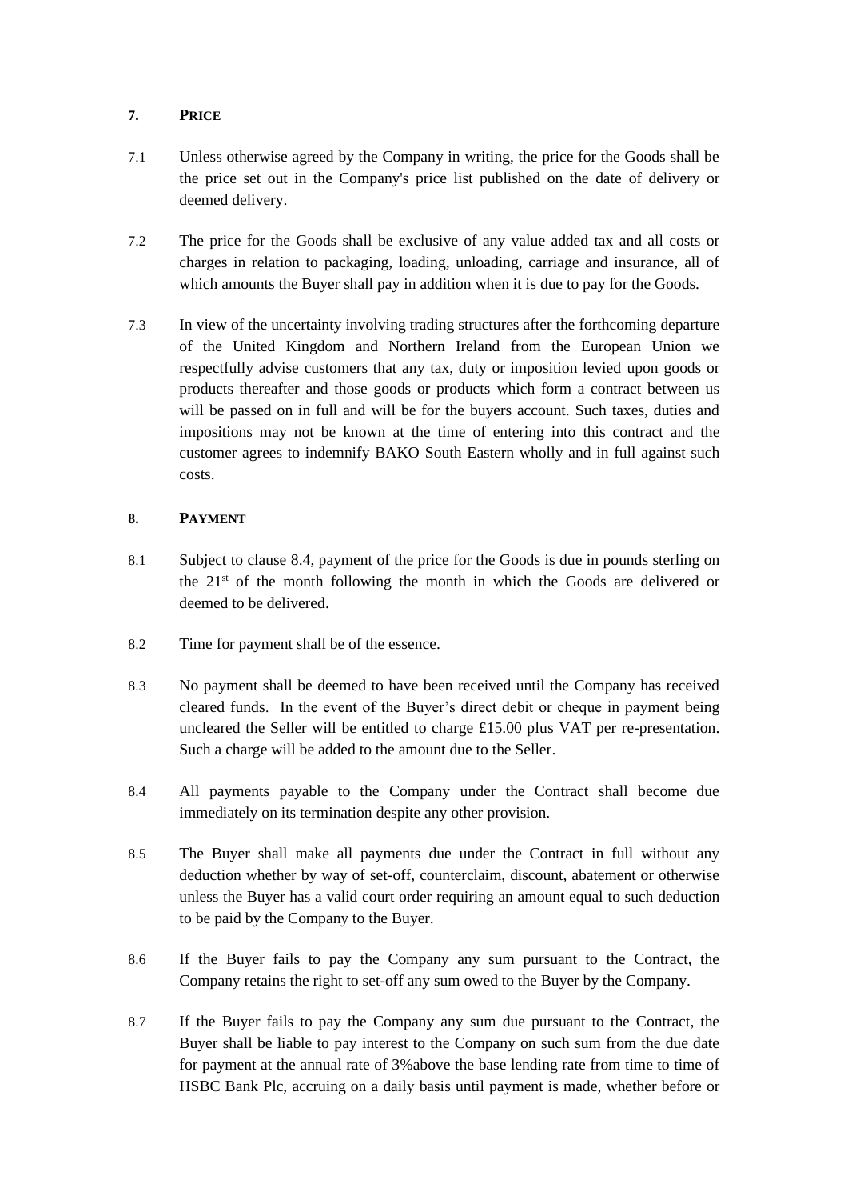## 7. PRICE

7.1 Unless otherwise agreed by the Company in writing, the price for the Goods shall be the price set out in the Company's price list published on the date of delivery or deemed delivery.

7.2 The price for the Goods shall be exclusive of any value added tax and all costs or charges in relation to packaging, loading, unloading, carriage and insurance, all of which amounts the Buyer shall pay in addition when it is due to pay for the Goods.

7.3 In view of the uncertainty involving trading structures after the forthcoming departure of the United Kingdom and Northern Ireland from the European Union we respectfully advise customers that any tax, duty or imposition levied upon goods or products thereafter and those goods or products which form a contract between us will be passed on in full and will be for the buyers account. Such taxes, duties and impositions may not be known at the time of entering into this contract and the customer agrees to indemnify BAKO South Eastern wholly and in full against such costs.

## 8. PAYMENT

8.1 Subject to clause 8.4, payment of the price for the Goods is due in pounds sterling on the 21st of the month following the month in which the Goods are delivered or deemed to be delivered.

8.2 Time for payment shall be of the essence.

8.3 No payment shall be deemed to have been received until the Company has received cleared funds. In the event of the Buyer's direct debit or cheque in payment being uncleared the Seller will be entitled to charge £15.00 plus VAT per re-presentation. Such a charge will be added to the amount due to the Seller.

8.4 All payments payable to the Company under the Contract shall become due immediately on its termination despite any other provision.

8.5 The Buyer shall make all payments due under the Contract in full without any deduction whether by way of set-off, counterclaim, discount, abatement or otherwise unless the Buyer has a valid court order requiring an amount equal to such deduction to be paid by the Company to the Buyer.

8.6 If the Buyer fails to pay the Company any sum pursuant to the Contract, the Company retains the right to set-off any sum owed to the Buyer by the Company.

8.7 If the Buyer fails to pay the Company any sum due pursuant to the Contract, the Buyer shall be liable to pay interest to the Company on such sum from the due date for payment at the annual rate of 3%above the base lending rate from time to time of HSBC Bank Plc, accruing on a daily basis until payment is made, whether before or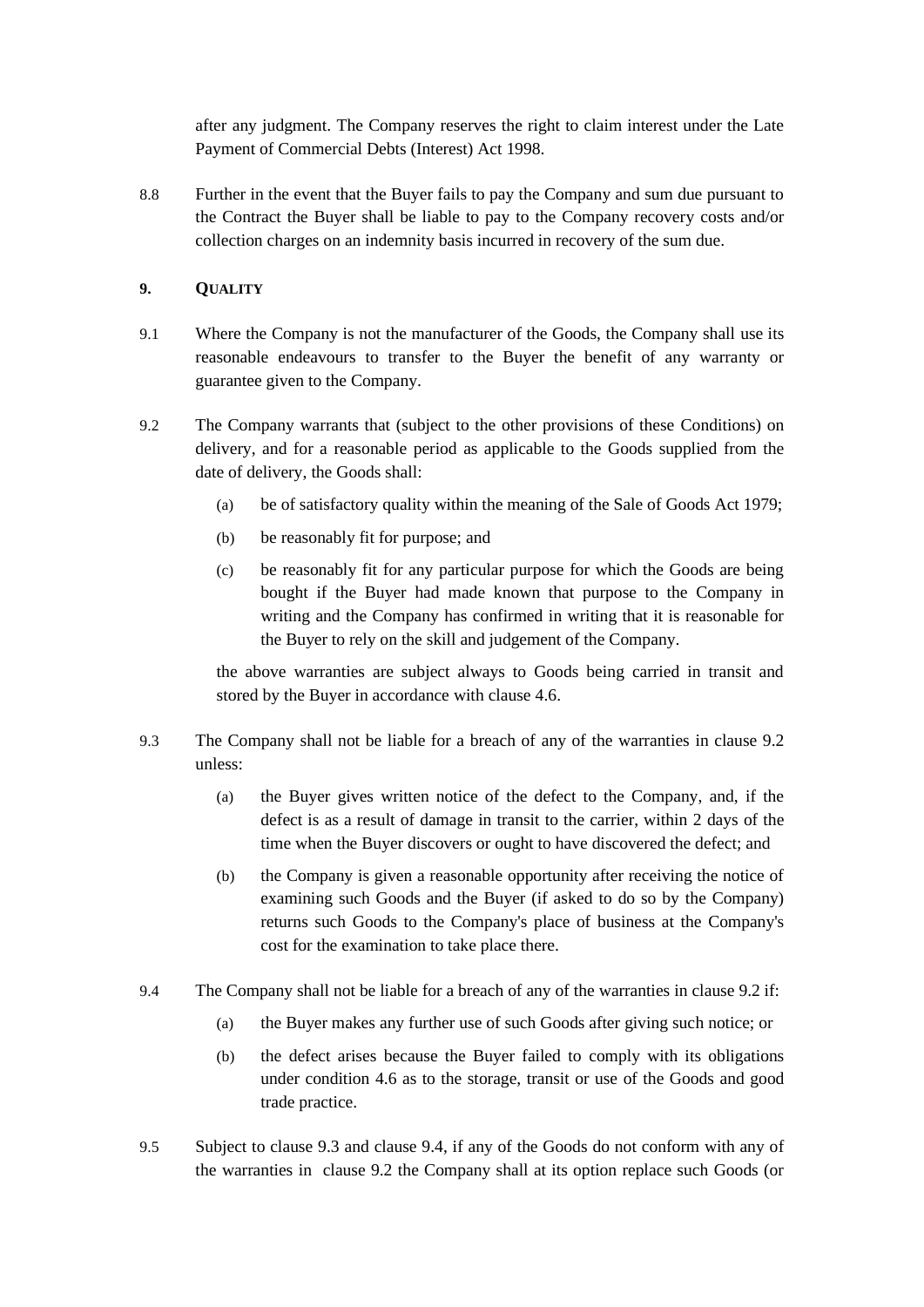after any judgment. The Company reserves the right to claim interest under the Late Payment of Commercial Debts (Interest) Act 1998.

8.8 Further in the event that the Buyer fails to pay the Company and sum due pursuant to the Contract the Buyer shall be liable to pay to the Company recovery costs and/or collection charges on an indemnity basis incurred in recovery of the sum due.

## 9. QUALITY

9.1 Where the Company is not the manufacturer of the Goods, the Company shall use its reasonable endeavours to transfer to the Buyer the benefit of any warranty or guarantee given to the Company.

9.2 The Company warrants that (subject to the other provisions of these Conditions) on delivery, and for a reasonable period as applicable to the Goods supplied from the date of delivery, the Goods shall:

(a) be of satisfactory quality within the meaning of the Sale of Goods Act 1979;

(b) be reasonably fit for purpose; and

(c) be reasonably fit for any particular purpose for which the Goods are being bought if the Buyer had made known that purpose to the Company in writing and the Company has confirmed in writing that it is reasonable for the Buyer to rely on the skill and judgement of the Company.

the above warranties are subject always to Goods being carried in transit and stored by the Buyer in accordance with clause 4.6.

9.3 The Company shall not be liable for a breach of any of the warranties in clause 9.2 unless:

(a) the Buyer gives written notice of the defect to the Company, and, if the defect is as a result of damage in transit to the carrier, within 2 days of the time when the Buyer discovers or ought to have discovered the defect; and

(b) the Company is given a reasonable opportunity after receiving the notice of examining such Goods and the Buyer (if asked to do so by the Company) returns such Goods to the Company's place of business at the Company's cost for the examination to take place there.

9.4 The Company shall not be liable for a breach of any of the warranties in clause 9.2 if:

(a) the Buyer makes any further use of such Goods after giving such notice; or

(b) the defect arises because the Buyer failed to comply with its obligations under condition 4.6 as to the storage, transit or use of the Goods and good trade practice.

9.5 Subject to clause 9.3 and clause 9.4, if any of the Goods do not conform with any of the warranties in clause 9.2 the Company shall at its option replace such Goods (or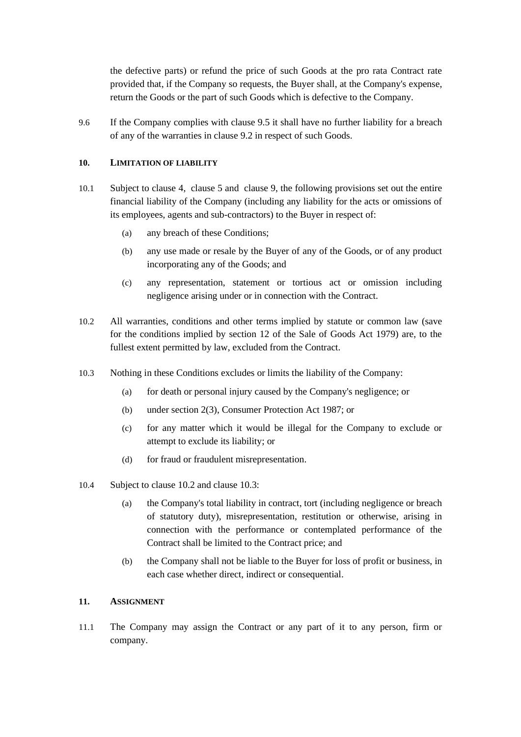the defective parts) or refund the price of such Goods at the pro rata Contract rate provided that, if the Company so requests, the Buyer shall, at the Company's expense, return the Goods or the part of such Goods which is defective to the Company.

9.6 If the Company complies with clause 9.5 it shall have no further liability for a breach of any of the warranties in clause 9.2 in respect of such Goods.

## 10. LIMITATION OF LIABILITY

10.1 Subject to clause 4, clause 5 and clause 9, the following provisions set out the entire financial liability of the Company (including any liability for the acts or omissions of its employees, agents and sub-contractors) to the Buyer in respect of:

(a) any breach of these Conditions;

(b) any use made or resale by the Buyer of any of the Goods, or of any product incorporating any of the Goods; and

(c) any representation, statement or tortious act or omission including negligence arising under or in connection with the Contract.

10.2 All warranties, conditions and other terms implied by statute or common law (save for the conditions implied by section 12 of the Sale of Goods Act 1979) are, to the fullest extent permitted by law, excluded from the Contract.

10.3 Nothing in these Conditions excludes or limits the liability of the Company:

(a) for death or personal injury caused by the Company's negligence; or

(b) under section 2(3), Consumer Protection Act 1987; or

(c) for any matter which it would be illegal for the Company to exclude or attempt to exclude its liability; or

(d) for fraud or fraudulent misrepresentation.

10.4 Subject to clause 10.2 and clause 10.3:

(a) the Company's total liability in contract, tort (including negligence or breach of statutory duty), misrepresentation, restitution or otherwise, arising in connection with the performance or contemplated performance of the Contract shall be limited to the Contract price; and

(b) the Company shall not be liable to the Buyer for loss of profit or business, in each case whether direct, indirect or consequential.

## 11. ASSIGNMENT

11.1 The Company may assign the Contract or any part of it to any person, firm or company.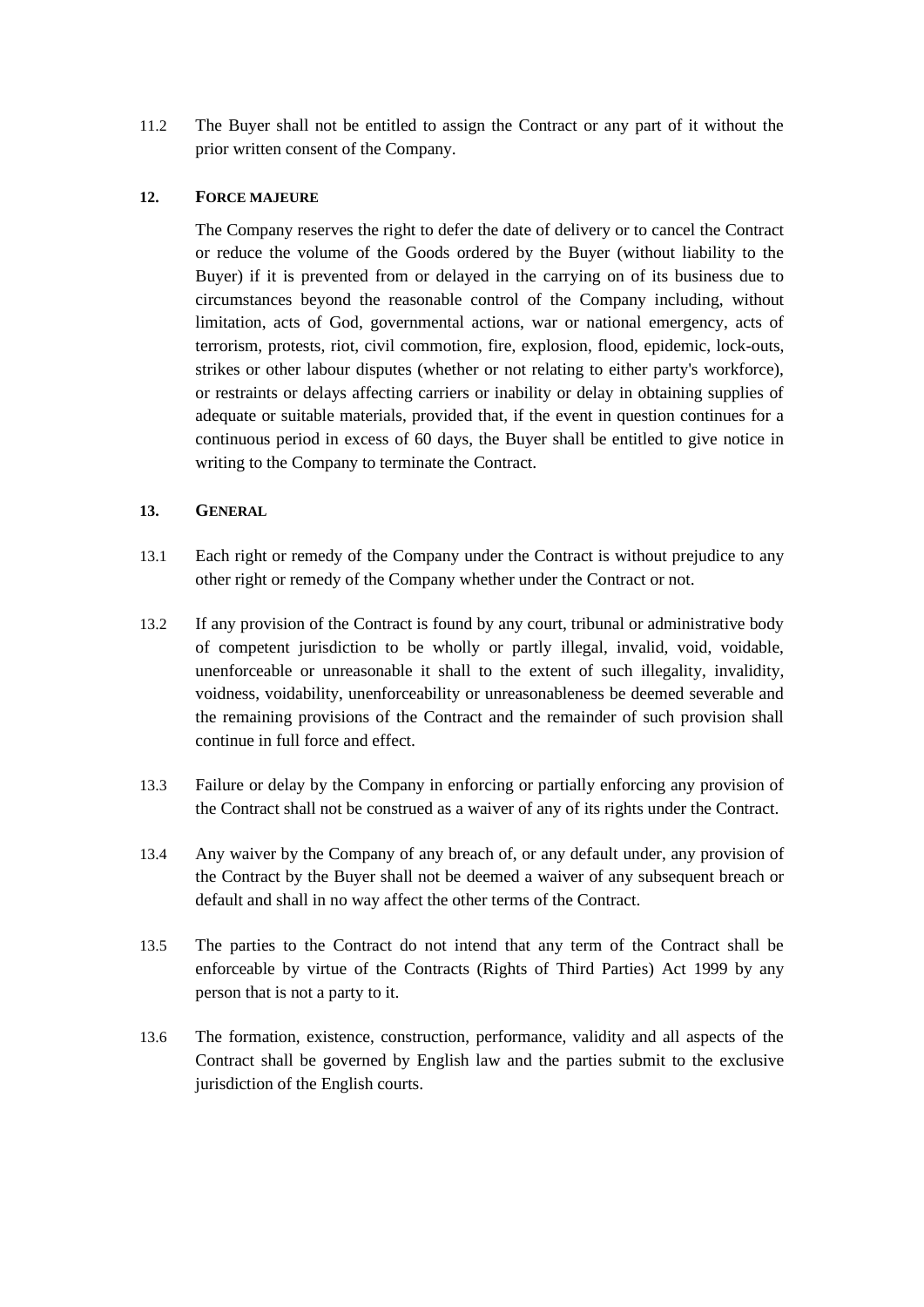11.2 The Buyer shall not be entitled to assign the Contract or any part of it without the prior written consent of the Company.

## 12. FORCE MAJEURE

The Company reserves the right to defer the date of delivery or to cancel the Contract or reduce the volume of the Goods ordered by the Buyer (without liability to the Buyer) if it is prevented from or delayed in the carrying on of its business due to circumstances beyond the reasonable control of the Company including, without limitation, acts of God, governmental actions, war or national emergency, acts of terrorism, protests, riot, civil commotion, fire, explosion, flood, epidemic, lock-outs, strikes or other labour disputes (whether or not relating to either party's workforce), or restraints or delays affecting carriers or inability or delay in obtaining supplies of adequate or suitable materials, provided that, if the event in question continues for a continuous period in excess of 60 days, the Buyer shall be entitled to give notice in writing to the Company to terminate the Contract.

## 13. GENERAL

13.1 Each right or remedy of the Company under the Contract is without prejudice to any other right or remedy of the Company whether under the Contract or not.

13.2 If any provision of the Contract is found by any court, tribunal or administrative body of competent jurisdiction to be wholly or partly illegal, invalid, void, voidable, unenforceable or unreasonable it shall to the extent of such illegality, invalidity, voidness, voidability, unenforceability or unreasonableness be deemed severable and the remaining provisions of the Contract and the remainder of such provision shall continue in full force and effect.

13.3 Failure or delay by the Company in enforcing or partially enforcing any provision of the Contract shall not be construed as a waiver of any of its rights under the Contract.

13.4 Any waiver by the Company of any breach of, or any default under, any provision of the Contract by the Buyer shall not be deemed a waiver of any subsequent breach or default and shall in no way affect the other terms of the Contract.

13.5 The parties to the Contract do not intend that any term of the Contract shall be enforceable by virtue of the Contracts (Rights of Third Parties) Act 1999 by any person that is not a party to it.

13.6 The formation, existence, construction, performance, validity and all aspects of the Contract shall be governed by English law and the parties submit to the exclusive jurisdiction of the English courts.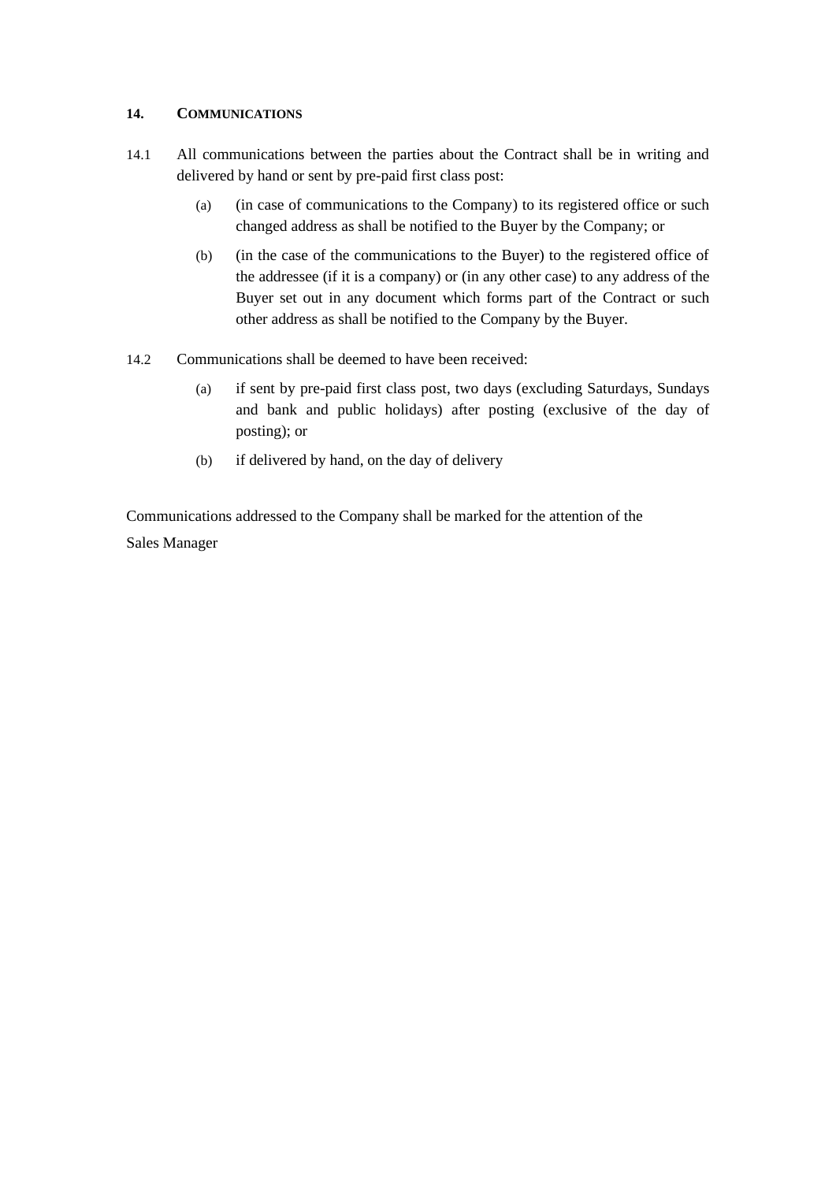## 14. COMMUNICATIONS

14.1 All communications between the parties about the Contract shall be in writing and delivered by hand or sent by pre-paid first class post:

(a) (in case of communications to the Company) to its registered office or such changed address as shall be notified to the Buyer by the Company; or

(b) (in the case of the communications to the Buyer) to the registered office of the addressee (if it is a company) or (in any other case) to any address of the Buyer set out in any document which forms part of the Contract or such other address as shall be notified to the Company by the Buyer.

14.2 Communications shall be deemed to have been received:

(a) if sent by pre-paid first class post, two days (excluding Saturdays, Sundays and bank and public holidays) after posting (exclusive of the day of posting); or

(b) if delivered by hand, on the day of delivery

Communications addressed to the Company shall be marked for the attention of the Sales Manager